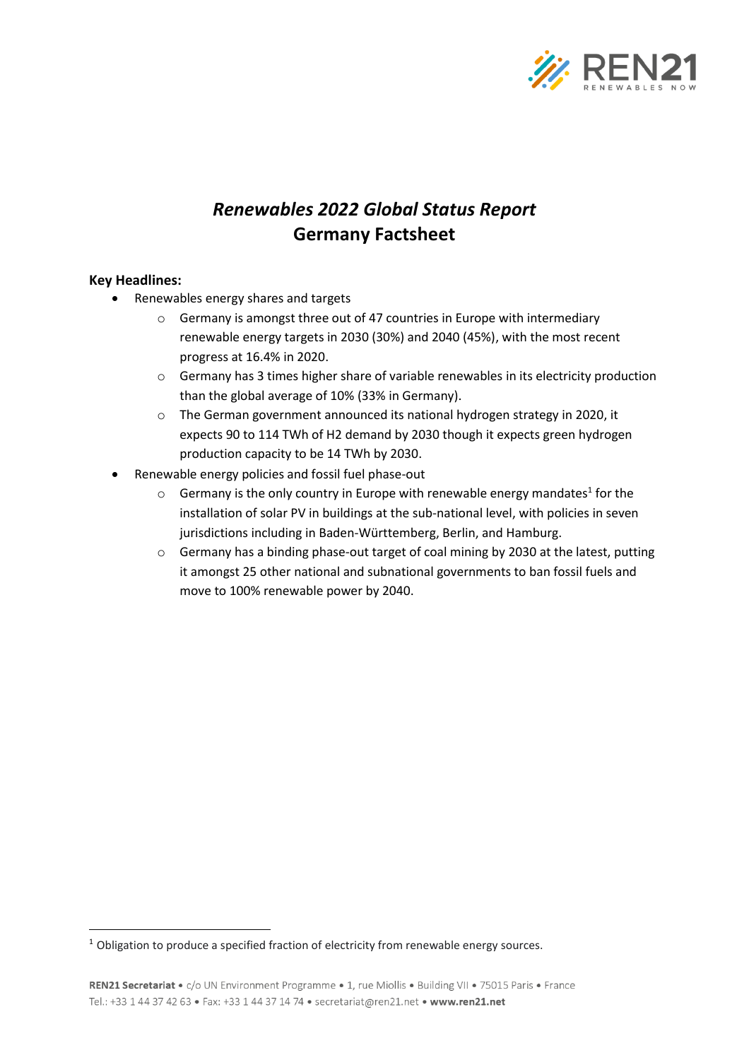# *Renewables 2022 Global Status Report*
# Germany Factsheet

**Key Headlines:**

- Renewables energy shares and targets
    - Germany is amongst three out of 47 countries in Europe with intermediary renewable energy targets in 2030 (30%) and 2040 (45%), with the most recent progress at 16.4% in 2020.
    - Germany has 3 times higher share of variable renewables in its electricity production than the global average of 10% (33% in Germany).
    - The German government announced its national hydrogen strategy in 2020, it expects 90 to 114 TWh of H2 demand by 2030 though it expects green hydrogen production capacity to be 14 TWh by 2030.
- Renewable energy policies and fossil fuel phase-out
    - Germany is the only country in Europe with renewable energy mandates[1] for the installation of solar PV in buildings at the sub-national level, with policies in seven jurisdictions including in Baden-Württemberg, Berlin, and Hamburg.
    - Germany has a binding phase-out target of coal mining by 2030 at the latest, putting it amongst 25 other national and subnational governments to ban fossil fuels and move to 100% renewable power by 2040.

[1] Obligation to produce a specified fraction of electricity from renewable energy sources.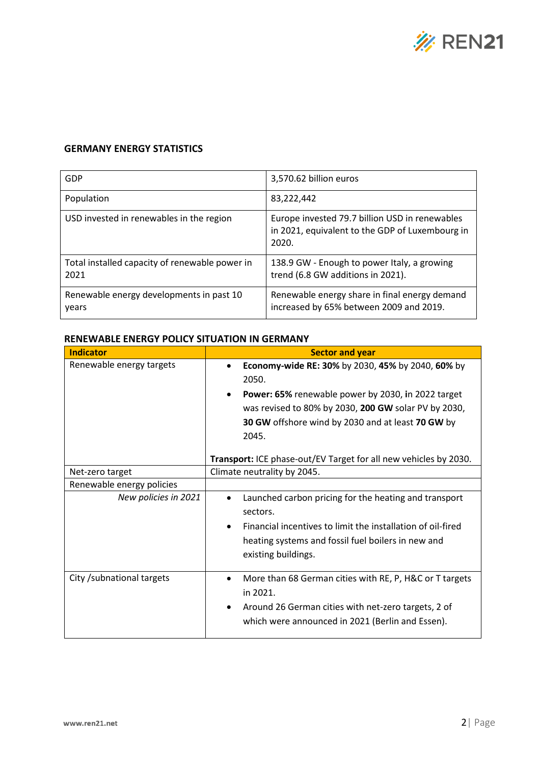### GERMANY ENERGY STATISTICS

| | |
|---|---|
| GDP | 3,570.62 billion euros |
| Population | 83,222,442 |
| USD invested in renewables in the region | Europe invested 79.7 billion USD in renewables in 2021, equivalent to the GDP of Luxembourg in 2020. |
| Total installed capacity of renewable power in 2021 | 138.9 GW - Enough to power Italy, a growing trend (6.8 GW additions in 2021). |
| Renewable energy developments in past 10 years | Renewable energy share in final energy demand increased by 65% between 2009 and 2019. |

### RENEWABLE ENERGY POLICY SITUATION IN GERMANY

| Indicator | Sector and year |
|---|---|
| Renewable energy targets | • **Economy-wide RE: 30%** by 2030, **45%** by 2040, **60%** by 2050.<br>• **Power: 65%** renewable power by 2030, **i**n 2022 target was revised to 80% by 2030, **200 GW** solar PV by 2030, **30 GW** offshore wind by 2030 and at least **70 GW** by 2045.<br><br>**Transport:** ICE phase-out/EV Target for all new vehicles by 2030. |
| Net-zero target | Climate neutrality by 2045. |
| Renewable energy policies | |
| *New policies in 2021* | • Launched carbon pricing for the heating and transport sectors.<br>• Financial incentives to limit the installation of oil-fired heating systems and fossil fuel boilers in new and existing buildings. |
| City /subnational targets | • More than 68 German cities with RE, P, H&C or T targets in 2021.<br>• Around 26 German cities with net-zero targets, 2 of which were announced in 2021 (Berlin and Essen). |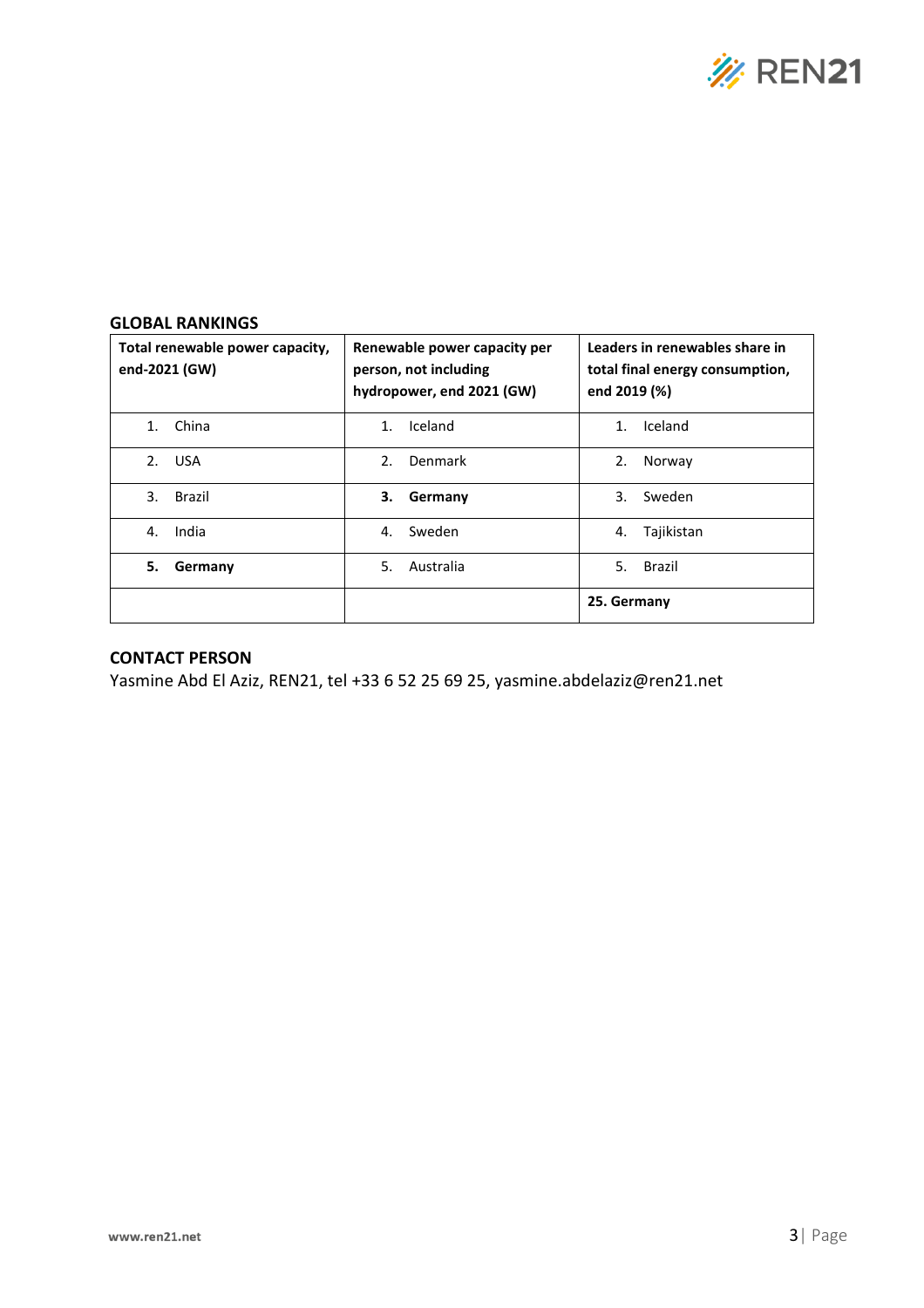## GLOBAL RANKINGS

| Total renewable power capacity, end-2021 (GW) | Renewable power capacity per person, not including hydropower, end 2021 (GW) | Leaders in renewables share in total final energy consumption, end 2019 (%) |
|---|---|---|
| 1. China | 1. Iceland | 1. Iceland |
| 2. USA | 2. Denmark | 2. Norway |
| 3. Brazil | **3. Germany** | 3. Sweden |
| 4. India | 4. Sweden | 4. Tajikistan |
| **5. Germany** | 5. Australia | 5. Brazil |
| | | **25. Germany** |

## CONTACT PERSON

Yasmine Abd El Aziz, REN21, tel +33 6 52 25 69 25, yasmine.abdelaziz@ren21.net